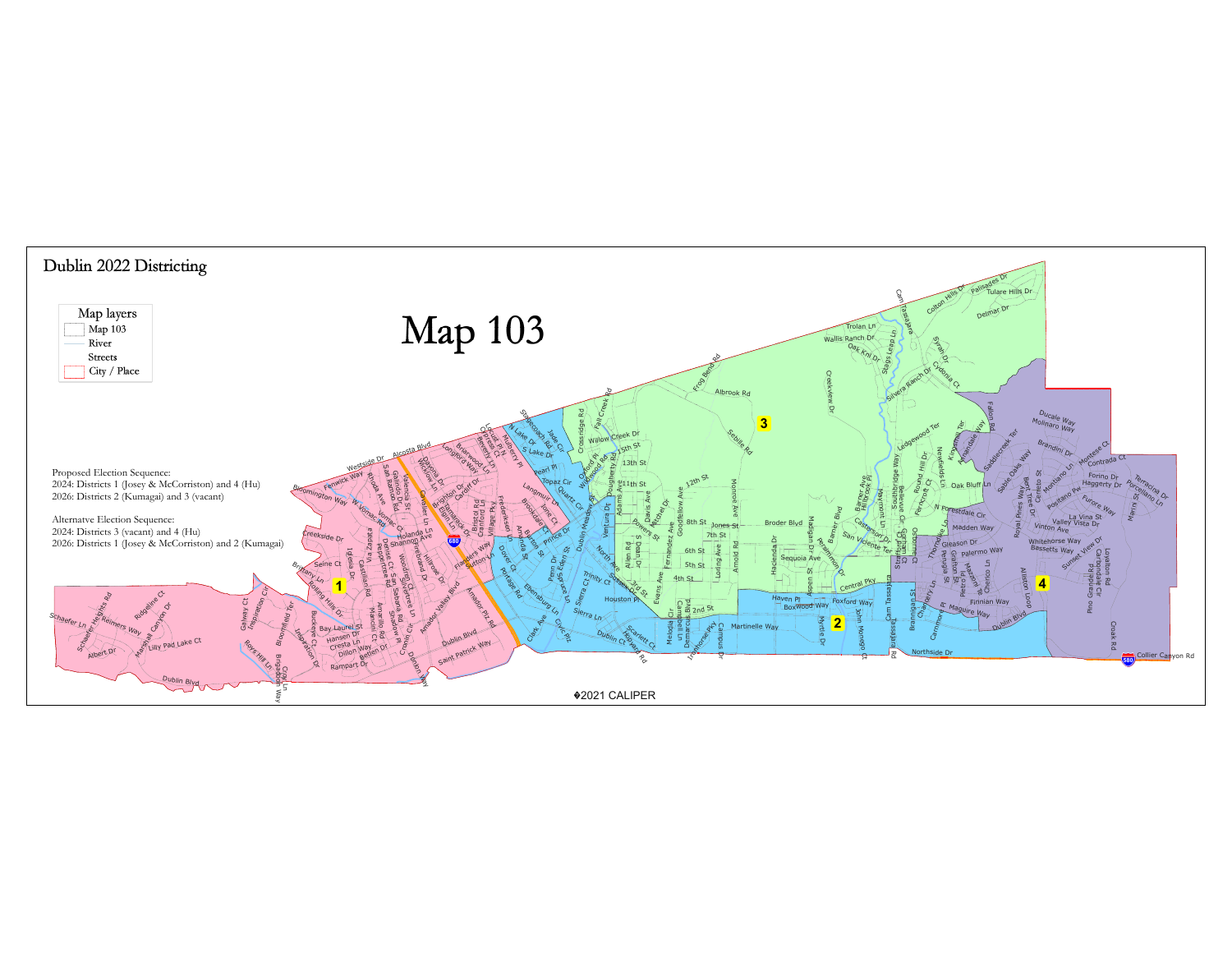# Dublin 2022 Districting

# Map 103

Map layers
- Map 103
- River
- Streets
- City / Place

Proposed Election Sequence:
2024: Districts 1 (Josey & McCorriston) and 4 (Hu)
2026: Districts 2 (Kumagai) and 3 (vacant)

Alternatve Election Sequence:
2024: Districts 3 (vacant) and 4 (Hu)
2026: Districts 1 (Josey & McCorriston) and 2 (Kumagai)

1

2

3

4

©2021 CALIPER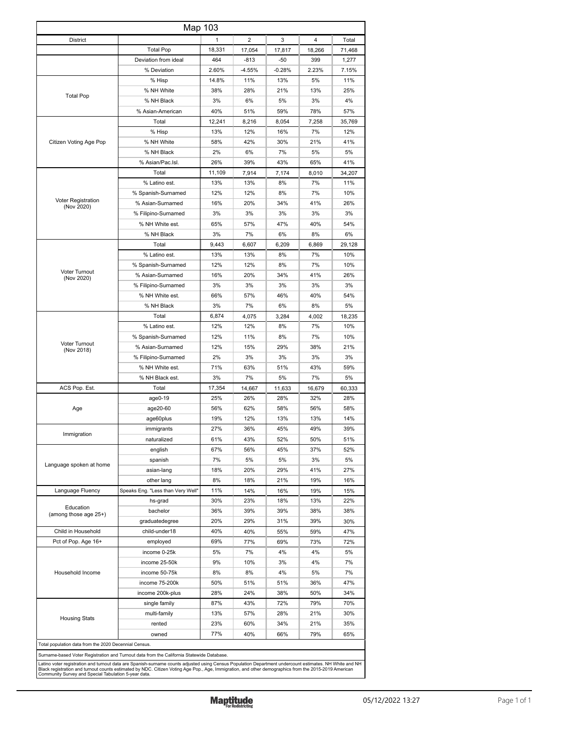# Map 103

| District | | 1 | 2 | 3 | 4 | Total |
|---|---|---|---|---|---|---|
| | Total Pop | 18,331 | 17,054 | 17,817 | 18,266 | 71,468 |
| | Deviation from ideal | 464 | -813 | -50 | 399 | 1,277 |
| | % Deviation | 2.60% | -4.55% | -0.28% | 2.23% | 7.15% |
| Total Pop | % Hisp | 14.8% | 11% | 13% | 5% | 11% |
| | % NH White | 38% | 28% | 21% | 13% | 25% |
| | % NH Black | 3% | 6% | 5% | 3% | 4% |
| | % Asian-American | 40% | 51% | 59% | 78% | 57% |
| Citizen Voting Age Pop | Total | 12,241 | 8,216 | 8,054 | 7,258 | 35,769 |
| | % Hisp | 13% | 12% | 16% | 7% | 12% |
| | % NH White | 58% | 42% | 30% | 21% | 41% |
| | % NH Black | 2% | 6% | 7% | 5% | 5% |
| | % Asian/Pac.Isl. | 26% | 39% | 43% | 65% | 41% |
| Voter Registration (Nov 2020) | Total | 11,109 | 7,914 | 7,174 | 8,010 | 34,207 |
| | % Latino est. | 13% | 13% | 8% | 7% | 11% |
| | % Spanish-Surnamed | 12% | 12% | 8% | 7% | 10% |
| | % Asian-Surnamed | 16% | 20% | 34% | 41% | 26% |
| | % Filipino-Surnamed | 3% | 3% | 3% | 3% | 3% |
| | % NH White est. | 65% | 57% | 47% | 40% | 54% |
| | % NH Black | 3% | 7% | 6% | 8% | 6% |
| Voter Turnout (Nov 2020) | Total | 9,443 | 6,607 | 6,209 | 6,869 | 29,128 |
| | % Latino est. | 13% | 13% | 8% | 7% | 10% |
| | % Spanish-Surnamed | 12% | 12% | 8% | 7% | 10% |
| | % Asian-Surnamed | 16% | 20% | 34% | 41% | 26% |
| | % Filipino-Surnamed | 3% | 3% | 3% | 3% | 3% |
| | % NH White est. | 66% | 57% | 46% | 40% | 54% |
| | % NH Black | 3% | 7% | 6% | 8% | 5% |
| Voter Turnout (Nov 2018) | Total | 6,874 | 4,075 | 3,284 | 4,002 | 18,235 |
| | % Latino est. | 12% | 12% | 8% | 7% | 10% |
| | % Spanish-Surnamed | 12% | 11% | 8% | 7% | 10% |
| | % Asian-Surnamed | 12% | 15% | 29% | 38% | 21% |
| | % Filipino-Surnamed | 2% | 3% | 3% | 3% | 3% |
| | % NH White est. | 71% | 63% | 51% | 43% | 59% |
| | % NH Black est. | 3% | 7% | 5% | 7% | 5% |
| ACS Pop. Est. | Total | 17,354 | 14,667 | 11,633 | 16,679 | 60,333 |
| Age | age0-19 | 25% | 26% | 28% | 32% | 28% |
| | age20-60 | 56% | 62% | 58% | 56% | 58% |
| | age60plus | 19% | 12% | 13% | 13% | 14% |
| Immigration | immigrants | 27% | 36% | 45% | 49% | 39% |
| | naturalized | 61% | 43% | 52% | 50% | 51% |
| Language spoken at home | english | 67% | 56% | 45% | 37% | 52% |
| | spanish | 7% | 5% | 5% | 3% | 5% |
| | asian-lang | 18% | 20% | 29% | 41% | 27% |
| | other lang | 8% | 18% | 21% | 19% | 16% |
| Language Fluency | Speaks Eng. "Less than Very Well" | 11% | 14% | 16% | 19% | 15% |
| Education (among those age 25+) | hs-grad | 30% | 23% | 18% | 13% | 22% |
| | bachelor | 36% | 39% | 39% | 38% | 38% |
| | graduatedegree | 20% | 29% | 31% | 39% | 30% |
| Child in Household | child-under18 | 40% | 40% | 55% | 59% | 47% |
| Pct of Pop. Age 16+ | employed | 69% | 77% | 69% | 73% | 72% |
| Household Income | income 0-25k | 5% | 7% | 4% | 4% | 5% |
| | income 25-50k | 9% | 10% | 3% | 4% | 7% |
| | income 50-75k | 8% | 8% | 4% | 5% | 7% |
| | income 75-200k | 50% | 51% | 51% | 36% | 47% |
| | income 200k-plus | 28% | 24% | 38% | 50% | 34% |
| Housing Stats | single family | 87% | 43% | 72% | 79% | 70% |
| | multi-family | 13% | 57% | 28% | 21% | 30% |
| | rented | 23% | 60% | 34% | 21% | 35% |
| | owned | 77% | 40% | 66% | 79% | 65% |

Total population data from the 2020 Decennial Census.

Surname-based Voter Registration and Turnout data from the California Statewide Database.

Latino voter registration and turnout data are Spanish-surname counts adjusted using Census Population Department undercount estimates. NH White and NH Black registration and turnout counts estimated by NDC. Citizen Voting Age Pop., Age, Immigration, and other demographics from the 2015-2019 American Community Survey and Special Tabulation 5-year data.

Maptitude For Redistricting

05/12/2022 13:27